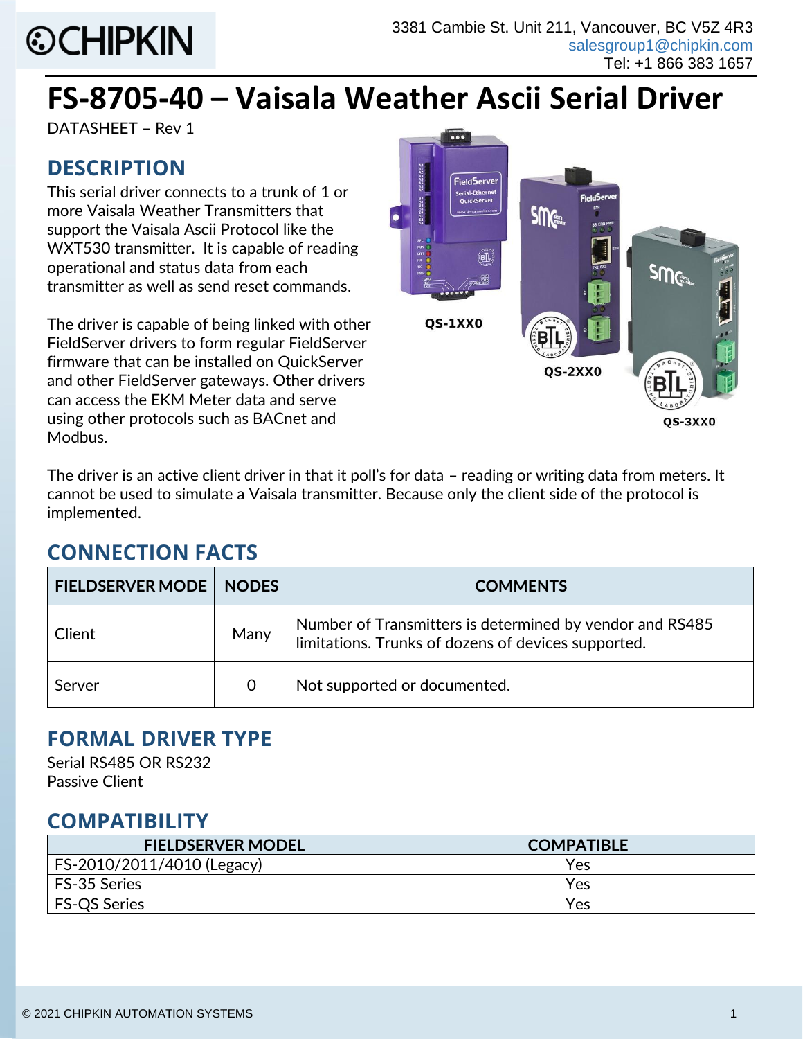CHIPKIN

3381 Cambie St. Unit 211, Vancouver, BC V5Z 4R3
salesgroup1@chipkin.com
Tel: +1 866 383 1657

# FS-8705-40 – Vaisala Weather Ascii Serial Driver

DATASHEET – Rev 1

## DESCRIPTION

This serial driver connects to a trunk of 1 or more Vaisala Weather Transmitters that support the Vaisala Ascii Protocol like the WXT530 transmitter. It is capable of reading operational and status data from each transmitter as well as send reset commands.

The driver is capable of being linked with other FieldServer drivers to form regular FieldServer firmware that can be installed on QuickServer and other FieldServer gateways. Other drivers can access the EKM Meter data and serve using other protocols such as BACnet and Modbus.

QS-1XX0

QS-2XX0

QS-3XX0

The driver is an active client driver in that it poll's for data – reading or writing data from meters. It cannot be used to simulate a Vaisala transmitter. Because only the client side of the protocol is implemented.

## CONNECTION FACTS

| FIELDSERVER MODE | NODES | COMMENTS |
|---|---|---|
| Client | Many | Number of Transmitters is determined by vendor and RS485 limitations. Trunks of dozens of devices supported. |
| Server | 0 | Not supported or documented. |

## FORMAL DRIVER TYPE

Serial RS485 OR RS232
Passive Client

## COMPATIBILITY

| FIELDSERVER MODEL | COMPATIBLE |
|---|---|
| FS-2010/2011/4010 (Legacy) | Yes |
| FS-35 Series | Yes |
| FS-QS Series | Yes |

© 2021 CHIPKIN AUTOMATION SYSTEMS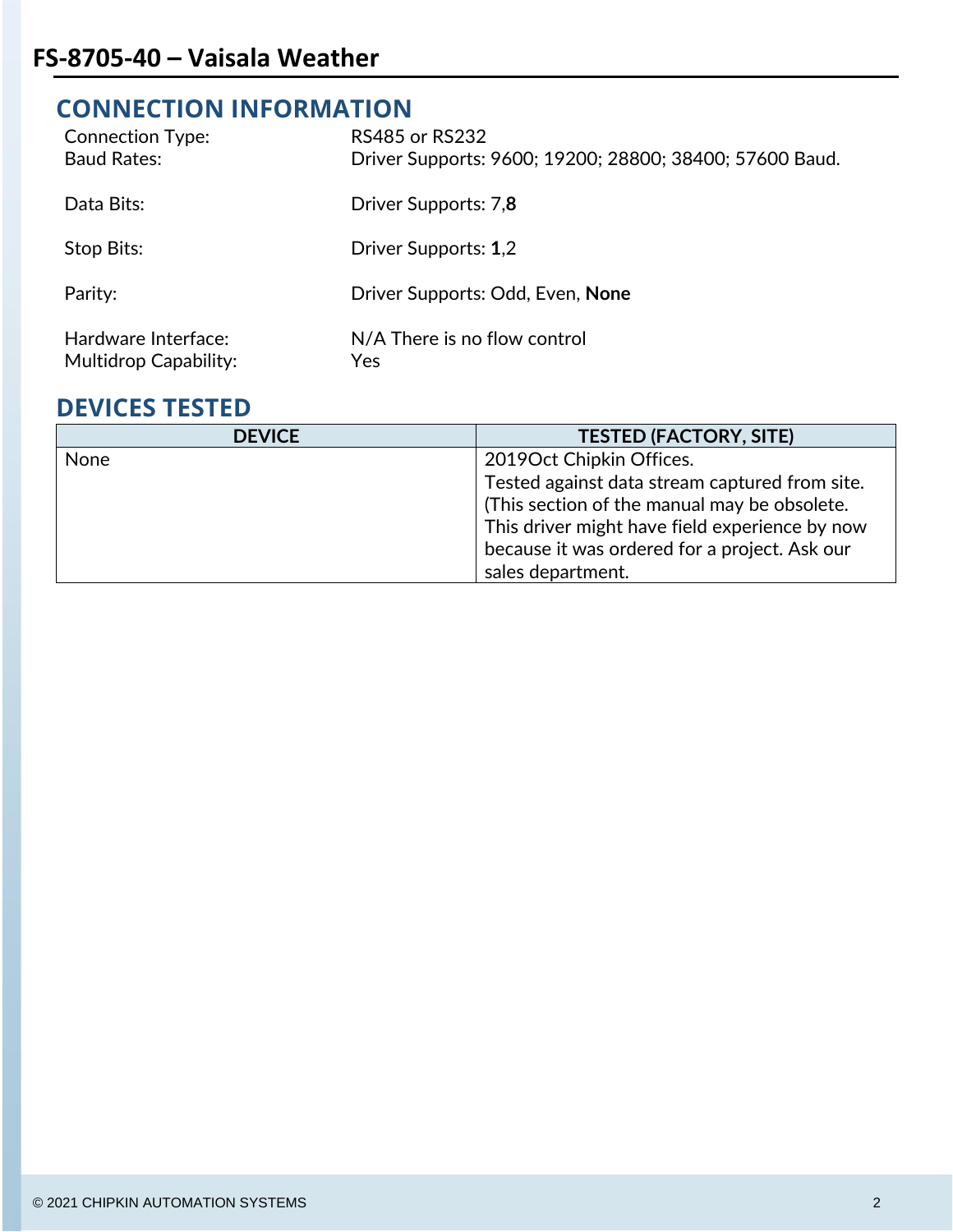## CONNECTION INFORMATION

| | |
|---|---|
| Connection Type: | RS485 or RS232 |
| Baud Rates: | Driver Supports: 9600; 19200; 28800; 38400; 57600 Baud. |
| Data Bits: | Driver Supports: 7,**8** |
| Stop Bits: | Driver Supports: **1**,2 |
| Parity: | Driver Supports: Odd, Even, **None** |
| Hardware Interface: | N/A There is no flow control |
| Multidrop Capability: | Yes |

## DEVICES TESTED

| DEVICE | TESTED (FACTORY, SITE) |
|---|---|
| None | 2019Oct Chipkin Offices.<br>Tested against data stream captured from site.<br>(This section of the manual may be obsolete. This driver might have field experience by now because it was ordered for a project. Ask our sales department. |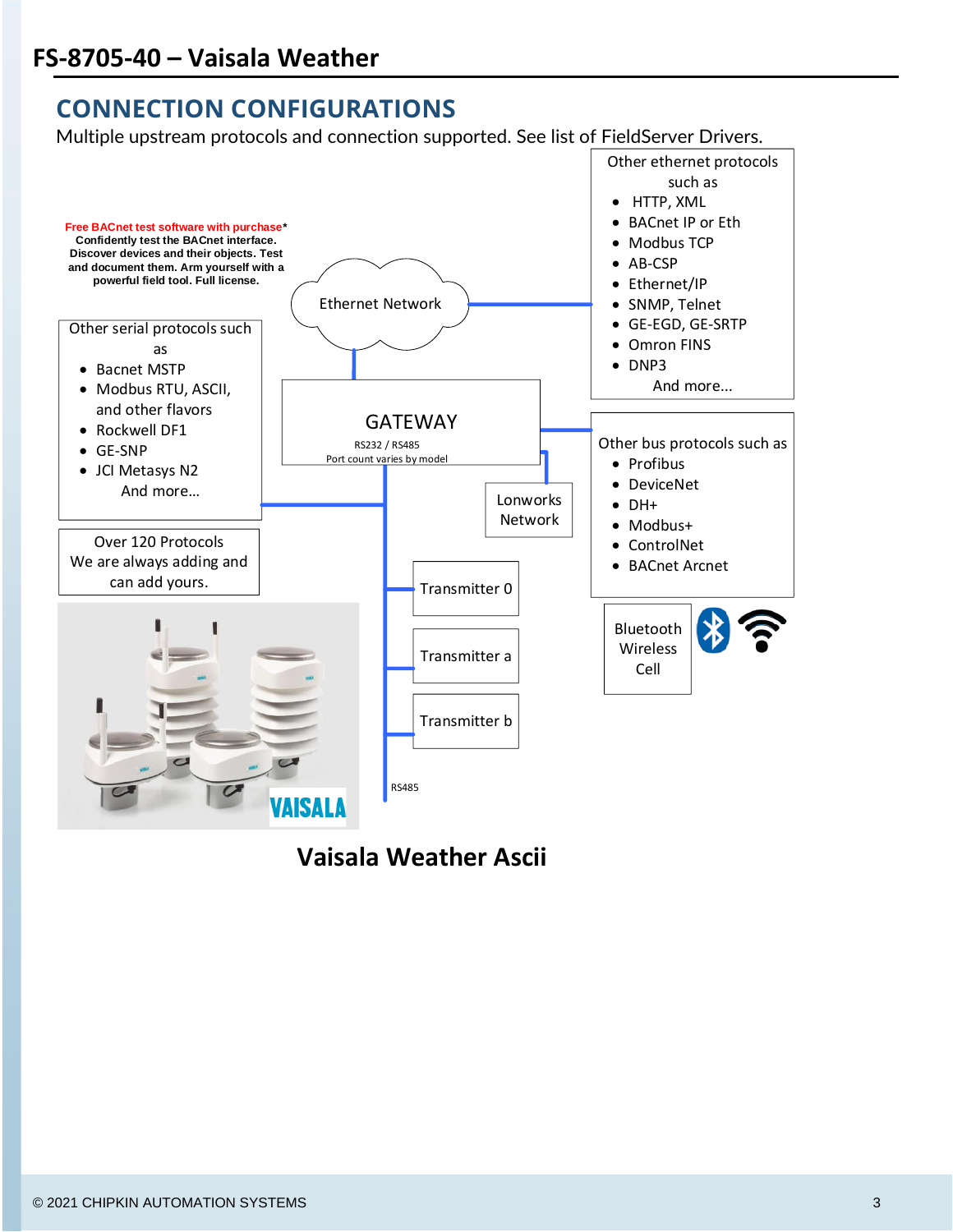## CONNECTION CONFIGURATIONS

Multiple upstream protocols and connection supported. See list of FieldServer Drivers.

**Free BACnet test software with purchase*** Confidently test the BACnet interface. Discover devices and their objects. Test and document them. Arm yourself with a powerful field tool. Full license.

Other serial protocols such as

- Bacnet MSTP
- Modbus RTU, ASCII, and other flavors
- Rockwell DF1
- GE-SNP
- JCI Metasys N2

And more…

Over 120 Protocols
We are always adding and can add yours.

Ethernet Network

GATEWAY
RS232 / RS485
Port count varies by model

Other ethernet protocols such as

- HTTP, XML
- BACnet IP or Eth
- Modbus TCP
- AB-CSP
- Ethernet/IP
- SNMP, Telnet
- GE-EGD, GE-SRTP
- Omron FINS
- DNP3

And more…

Other bus protocols such as

- Profibus
- DeviceNet
- DH+
- Modbus+
- ControlNet
- BACnet Arcnet

Lonworks Network

Bluetooth
Wireless
Cell

Transmitter 0

Transmitter a

Transmitter b

RS485

VAISALA

**Vaisala Weather Ascii**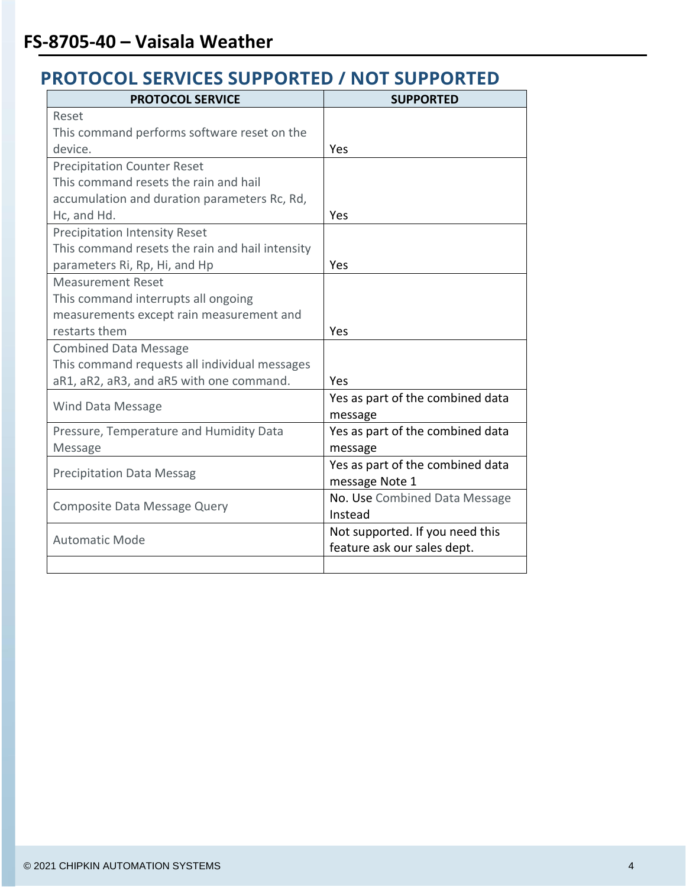## PROTOCOL SERVICES SUPPORTED / NOT SUPPORTED

| PROTOCOL SERVICE | SUPPORTED |
|---|---|
| Reset<br>This command performs software reset on the device. | Yes |
| Precipitation Counter Reset<br>This command resets the rain and hail accumulation and duration parameters Rc, Rd, Hc, and Hd. | Yes |
| Precipitation Intensity Reset<br>This command resets the rain and hail intensity parameters Ri, Rp, Hi, and Hp | Yes |
| Measurement Reset<br>This command interrupts all ongoing measurements except rain measurement and restarts them | Yes |
| Combined Data Message<br>This command requests all individual messages aR1, aR2, aR3, and aR5 with one command. | Yes |
| Wind Data Message | Yes as part of the combined data message |
| Pressure, Temperature and Humidity Data Message | Yes as part of the combined data message |
| Precipitation Data Messag | Yes as part of the combined data message Note 1 |
| Composite Data Message Query | No. Use Combined Data Message Instead |
| Automatic Mode | Not supported. If you need this feature ask our sales dept. |
| | |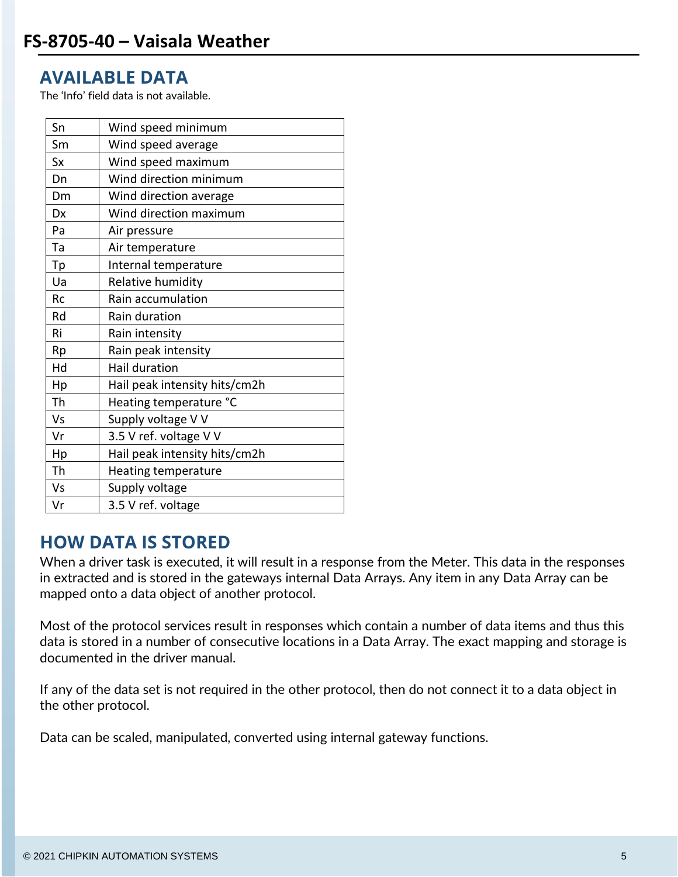# FS-8705-40 – Vaisala Weather

## AVAILABLE DATA

The 'Info' field data is not available.

| | |
|---|---|
| Sn | Wind speed minimum |
| Sm | Wind speed average |
| Sx | Wind speed maximum |
| Dn | Wind direction minimum |
| Dm | Wind direction average |
| Dx | Wind direction maximum |
| Pa | Air pressure |
| Ta | Air temperature |
| Tp | Internal temperature |
| Ua | Relative humidity |
| Rc | Rain accumulation |
| Rd | Rain duration |
| Ri | Rain intensity |
| Rp | Rain peak intensity |
| Hd | Hail duration |
| Hp | Hail peak intensity hits/cm2h |
| Th | Heating temperature °C |
| Vs | Supply voltage V V |
| Vr | 3.5 V ref. voltage V V |
| Hp | Hail peak intensity hits/cm2h |
| Th | Heating temperature |
| Vs | Supply voltage |
| Vr | 3.5 V ref. voltage |

## HOW DATA IS STORED

When a driver task is executed, it will result in a response from the Meter. This data in the responses in extracted and is stored in the gateways internal Data Arrays. Any item in any Data Array can be mapped onto a data object of another protocol.

Most of the protocol services result in responses which contain a number of data items and thus this data is stored in a number of consecutive locations in a Data Array. The exact mapping and storage is documented in the driver manual.

If any of the data set is not required in the other protocol, then do not connect it to a data object in the other protocol.

Data can be scaled, manipulated, converted using internal gateway functions.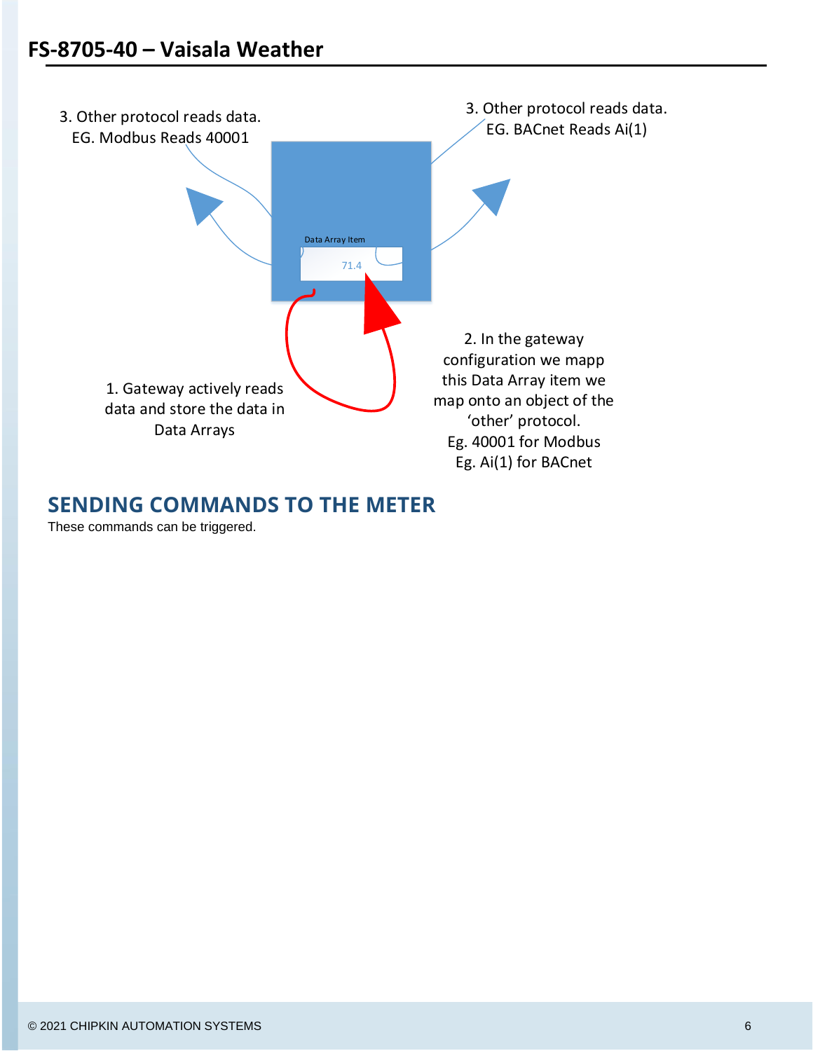3. Other protocol reads data.
EG. Modbus Reads 40001

3. Other protocol reads data.
EG. BACnet Reads Ai(1)

Data Array Item

71.4

1. Gateway actively reads data and store the data in Data Arrays

2. In the gateway configuration we mapp this Data Array item we map onto an object of the 'other' protocol.
Eg. 40001 for Modbus
Eg. Ai(1) for BACnet

## SENDING COMMANDS TO THE METER

These commands can be triggered.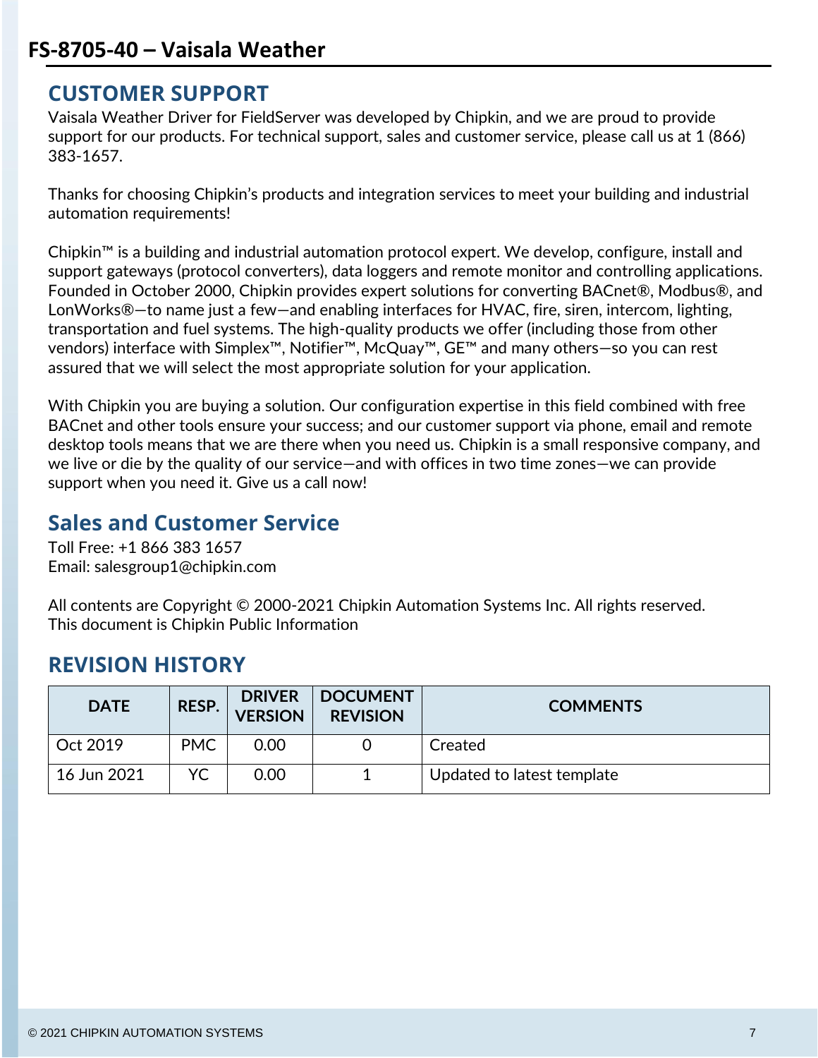## CUSTOMER SUPPORT

Vaisala Weather Driver for FieldServer was developed by Chipkin, and we are proud to provide support for our products. For technical support, sales and customer service, please call us at 1 (866) 383-1657.

Thanks for choosing Chipkin's products and integration services to meet your building and industrial automation requirements!

Chipkin™ is a building and industrial automation protocol expert. We develop, configure, install and support gateways (protocol converters), data loggers and remote monitor and controlling applications. Founded in October 2000, Chipkin provides expert solutions for converting BACnet®, Modbus®, and LonWorks®—to name just a few—and enabling interfaces for HVAC, fire, siren, intercom, lighting, transportation and fuel systems. The high-quality products we offer (including those from other vendors) interface with Simplex™, Notifier™, McQuay™, GE™ and many others—so you can rest assured that we will select the most appropriate solution for your application.

With Chipkin you are buying a solution. Our configuration expertise in this field combined with free BACnet and other tools ensure your success; and our customer support via phone, email and remote desktop tools means that we are there when you need us. Chipkin is a small responsive company, and we live or die by the quality of our service—and with offices in two time zones—we can provide support when you need it. Give us a call now!

## Sales and Customer Service

Toll Free: +1 866 383 1657
Email: salesgroup1@chipkin.com

All contents are Copyright © 2000-2021 Chipkin Automation Systems Inc. All rights reserved.
This document is Chipkin Public Information

## REVISION HISTORY

| DATE | RESP. | DRIVER VERSION | DOCUMENT REVISION | COMMENTS |
|---|---|---|---|---|
| Oct 2019 | PMC | 0.00 | 0 | Created |
| 16 Jun 2021 | YC | 0.00 | 1 | Updated to latest template |